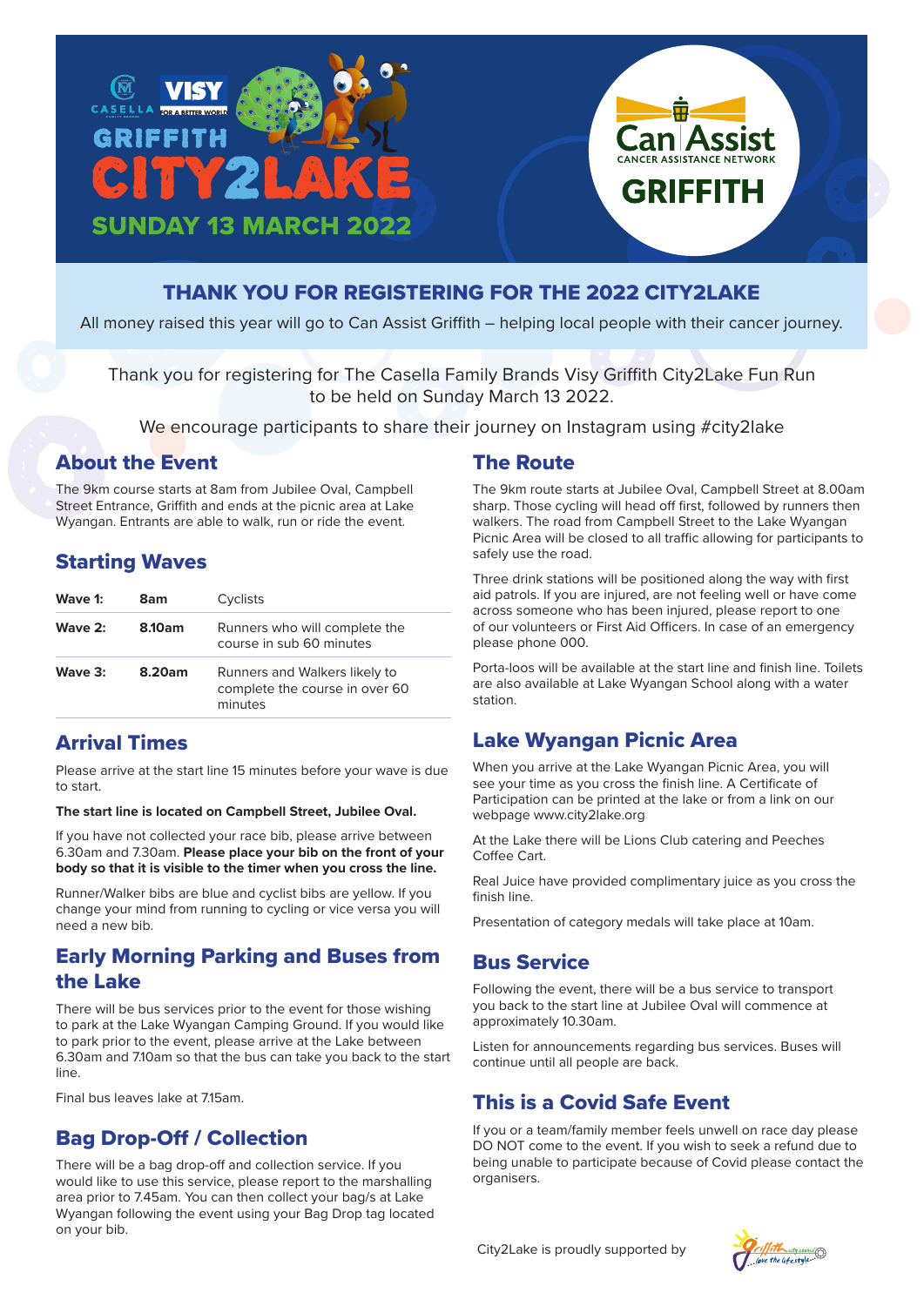CASELLA VISY FOR A BETTER WORLD

GRIFFITH

# CITY2LAKE

SUNDAY 13 MARCH 2022

Can Assist
CANCER ASSISTANCE NETWORK
GRIFFITH

## THANK YOU FOR REGISTERING FOR THE 2022 CITY2LAKE

All money raised this year will go to Can Assist Griffith – helping local people with their cancer journey.

Thank you for registering for The Casella Family Brands Visy Griffith City2Lake Fun Run to be held on Sunday March 13 2022.

We encourage participants to share their journey on Instagram using #city2lake

## About the Event

The 9km course starts at 8am from Jubilee Oval, Campbell Street Entrance, Griffith and ends at the picnic area at Lake Wyangan. Entrants are able to walk, run or ride the event.

## Starting Waves

| | | |
|---|---|---|
| **Wave 1:** | **8am** | Cyclists |
| **Wave 2:** | **8.10am** | Runners who will complete the course in sub 60 minutes |
| **Wave 3:** | **8.20am** | Runners and Walkers likely to complete the course in over 60 minutes |

## Arrival Times

Please arrive at the start line 15 minutes before your wave is due to start.

**The start line is located on Campbell Street, Jubilee Oval.**

If you have not collected your race bib, please arrive between 6.30am and 7.30am. **Please place your bib on the front of your body so that it is visible to the timer when you cross the line.**

Runner/Walker bibs are blue and cyclist bibs are yellow. If you change your mind from running to cycling or vice versa you will need a new bib.

## Early Morning Parking and Buses from the Lake

There will be bus services prior to the event for those wishing to park at the Lake Wyangan Camping Ground. If you would like to park prior to the event, please arrive at the Lake between 6.30am and 7.10am so that the bus can take you back to the start line.

Final bus leaves lake at 7.15am.

## Bag Drop-Off / Collection

There will be a bag drop-off and collection service. If you would like to use this service, please report to the marshalling area prior to 7.45am. You can then collect your bag/s at Lake Wyangan following the event using your Bag Drop tag located on your bib.

## The Route

The 9km route starts at Jubilee Oval, Campbell Street at 8.00am sharp. Those cycling will head off first, followed by runners then walkers. The road from Campbell Street to the Lake Wyangan Picnic Area will be closed to all traffic allowing for participants to safely use the road.

Three drink stations will be positioned along the way with first aid patrols. If you are injured, are not feeling well or have come across someone who has been injured, please report to one of our volunteers or First Aid Officers. In case of an emergency please phone 000.

Porta-loos will be available at the start line and finish line. Toilets are also available at Lake Wyangan School along with a water station.

## Lake Wyangan Picnic Area

When you arrive at the Lake Wyangan Picnic Area, you will see your time as you cross the finish line. A Certificate of Participation can be printed at the lake or from a link on our webpage www.city2lake.org

At the Lake there will be Lions Club catering and Peeches Coffee Cart.

Real Juice have provided complimentary juice as you cross the finish line.

Presentation of category medals will take place at 10am.

## Bus Service

Following the event, there will be a bus service to transport you back to the start line at Jubilee Oval will commence at approximately 10.30am.

Listen for announcements regarding bus services. Buses will continue until all people are back.

## This is a Covid Safe Event

If you or a team/family member feels unwell on race day please DO NOT come to the event. If you wish to seek a refund due to being unable to participate because of Covid please contact the organisers.

City2Lake is proudly supported by Griffith City Council ...love the lifestyle...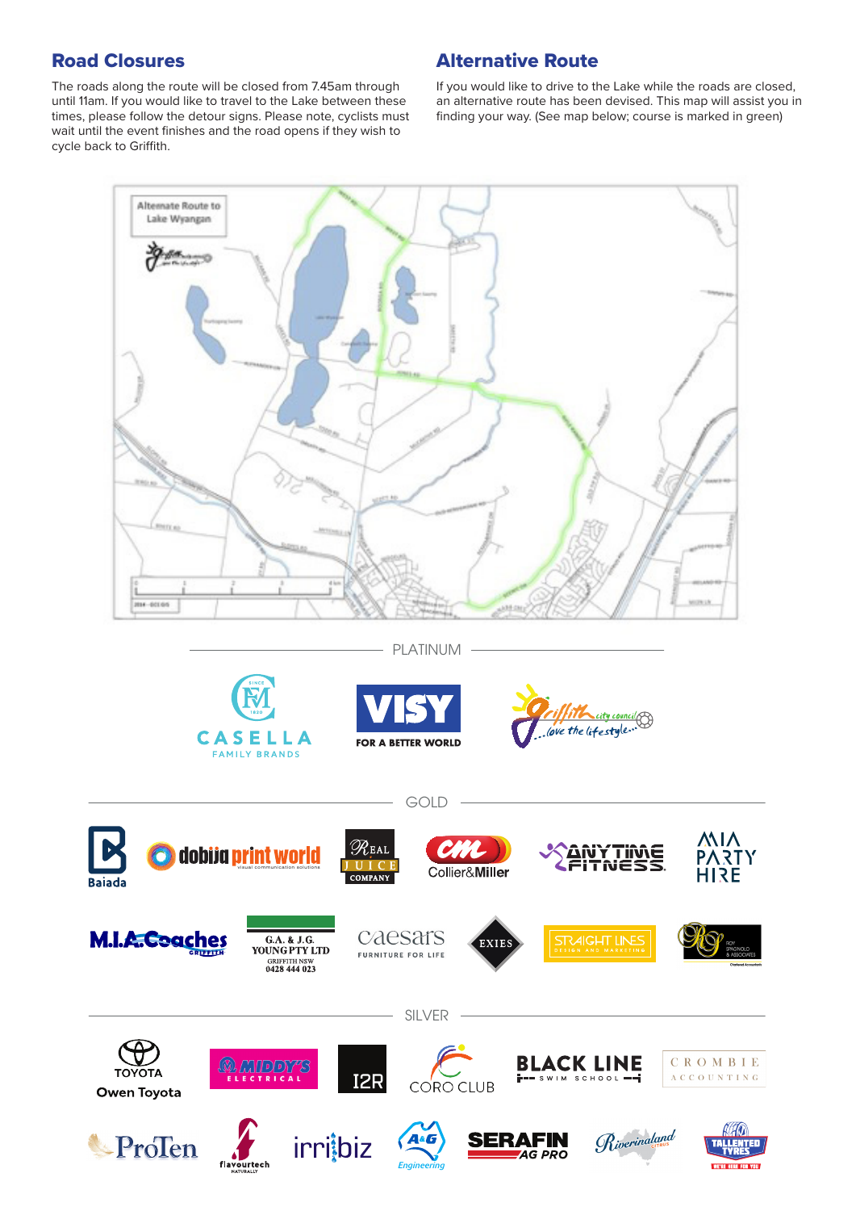## Road Closures

The roads along the route will be closed from 7.45am through until 11am. If you would like to travel to the Lake between these times, please follow the detour signs. Please note, cyclists must wait until the event finishes and the road opens if they wish to cycle back to Griffith.

## Alternative Route

If you would like to drive to the Lake while the roads are closed, an alternative route has been devised. This map will assist you in finding your way. (See map below; course is marked in green)

Alternate Route to Lake Wyangan

PLATINUM

GOLD

SILVER